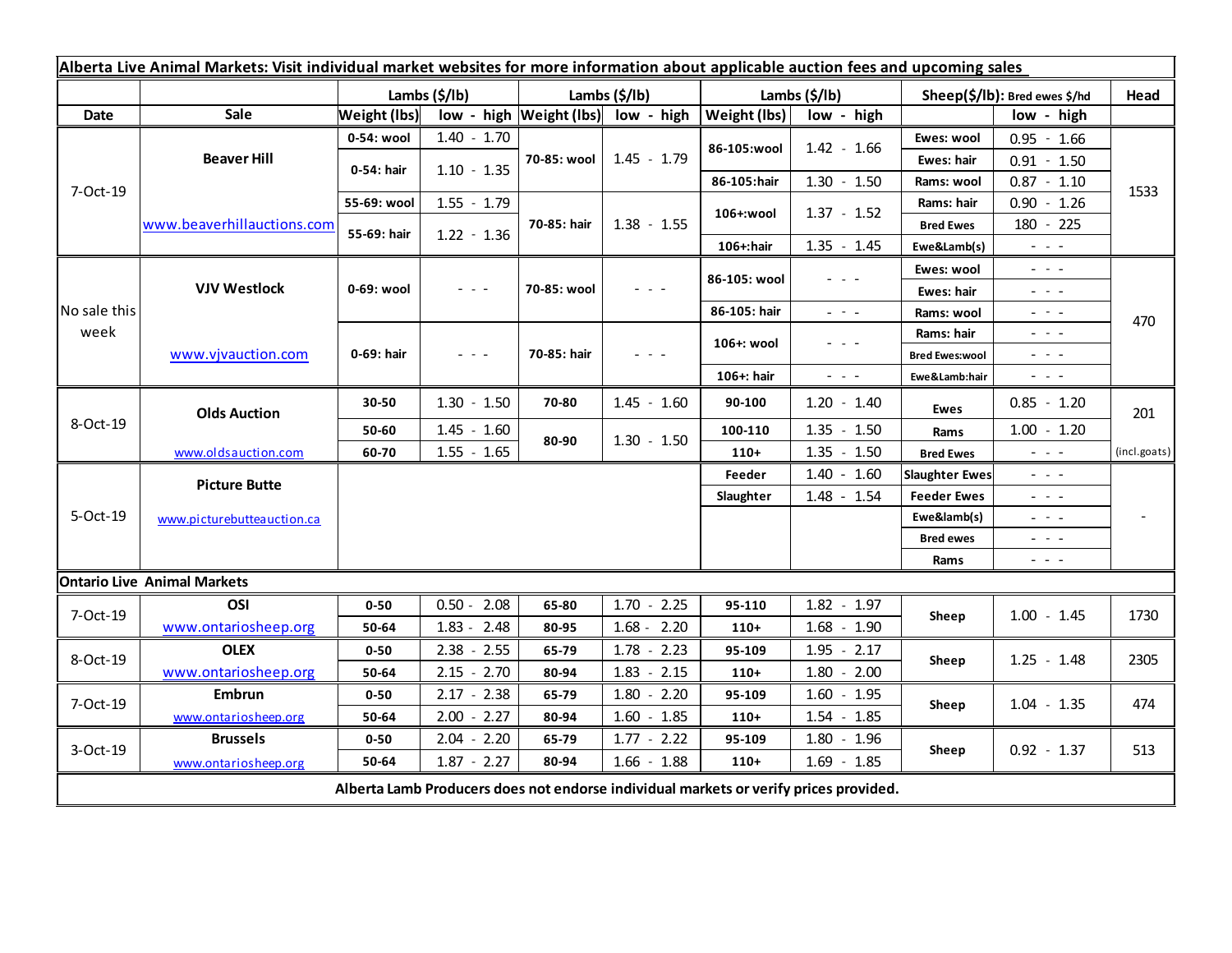**Alberta Live Animal Markets: Visit individual market websites for more information about applicable auction fees and upcoming sales**

| Date | Sale | Lambs ($/lb) | | Lambs ($/lb) | | Lambs ($/lb) | | Sheep($/lb): Bred ewes $/hd | | Head |
|---|---|---|---|---|---|---|---|---|---|---|
| | | Weight (lbs) | low - high | Weight (lbs) | low - high | Weight (lbs) | low - high | | low - high | |
| 7-Oct-19 | Beaver Hill | 0-54: wool | 1.40 - 1.70 | 70-85: wool | 1.45 - 1.79 | 86-105:wool | 1.42 - 1.66 | Ewes: wool | 0.95 - 1.66 | 1533 |
| | | 0-54: hair | 1.10 - 1.35 | | | | | Ewes: hair | 0.91 - 1.50 | |
| | | | | | | 86-105:hair | 1.30 - 1.50 | Rams: wool | 0.87 - 1.10 | |
| | www.beaverhillauctions.com | 55-69: wool | 1.55 - 1.79 | 70-85: hair | 1.38 - 1.55 | 106+:wool | 1.37 - 1.52 | Rams: hair | 0.90 - 1.26 | |
| | | 55-69: hair | 1.22 - 1.36 | | | | | Bred Ewes | 180 - 225 | |
| | | | | | | 106+:hair | 1.35 - 1.45 | Ewe&Lamb(s) | - - - | |
| No sale this week | VJV Westlock | 0-69: wool | - - - | 70-85: wool | - - - | 86-105: wool | - - - | Ewes: wool | - - - | 470 |
| | | | | | | | | Ewes: hair | - - - | |
| | | | | | | 86-105: hair | - - - | Rams: wool | - - - | |
| | www.vjvauction.com | 0-69: hair | - - - | 70-85: hair | - - - | 106+: wool | - - - | Rams: hair | - - - | |
| | | | | | | | | Bred Ewes:wool | - - - | |
| | | | | | | 106+: hair | - - - | Ewe&Lamb:hair | - - - | |
| 8-Oct-19 | Olds Auction | 30-50 | 1.30 - 1.50 | 70-80 | 1.45 - 1.60 | 90-100 | 1.20 - 1.40 | Ewes | 0.85 - 1.20 | 201 |
| | | 50-60 | 1.45 - 1.60 | 80-90 | 1.30 - 1.50 | 100-110 | 1.35 - 1.50 | Rams | 1.00 - 1.20 | |
| | www.oldsauction.com | 60-70 | 1.55 - 1.65 | | | 110+ | 1.35 - 1.50 | Bred Ewes | - - - | (incl.goats) |
| 5-Oct-19 | Picture Butte | | | | | Feeder | 1.40 - 1.60 | Slaughter Ewes | - - - | - |
| | | | | | | Slaughter | 1.48 - 1.54 | Feeder Ewes | - - - | |
| | www.picturebutteauction.ca | | | | | | | Ewe&lamb(s) | - - - | |
| | | | | | | | | Bred ewes | - - - | |
| | | | | | | | | Rams | - - - | |
| **Ontario Live Animal Markets** | | | | | | | | | | |
| 7-Oct-19 | OSI | 0-50 | 0.50 - 2.08 | 65-80 | 1.70 - 2.25 | 95-110 | 1.82 - 1.97 | Sheep | 1.00 - 1.45 | 1730 |
| | www.ontariosheep.org | 50-64 | 1.83 - 2.48 | 80-95 | 1.68 - 2.20 | 110+ | 1.68 - 1.90 | | | |
| 8-Oct-19 | OLEX | 0-50 | 2.38 - 2.55 | 65-79 | 1.78 - 2.23 | 95-109 | 1.95 - 2.17 | Sheep | 1.25 - 1.48 | 2305 |
| | www.ontariosheep.org | 50-64 | 2.15 - 2.70 | 80-94 | 1.83 - 2.15 | 110+ | 1.80 - 2.00 | | | |
| 7-Oct-19 | Embrun | 0-50 | 2.17 - 2.38 | 65-79 | 1.80 - 2.20 | 95-109 | 1.60 - 1.95 | Sheep | 1.04 - 1.35 | 474 |
| | www.ontariosheep.org | 50-64 | 2.00 - 2.27 | 80-94 | 1.60 - 1.85 | 110+ | 1.54 - 1.85 | | | |
| 3-Oct-19 | Brussels | 0-50 | 2.04 - 2.20 | 65-79 | 1.77 - 2.22 | 95-109 | 1.80 - 1.96 | Sheep | 0.92 - 1.37 | 513 |
| | www.ontariosheep.org | 50-64 | 1.87 - 2.27 | 80-94 | 1.66 - 1.88 | 110+ | 1.69 - 1.85 | | | |

**Alberta Lamb Producers does not endorse individual markets or verify prices provided.**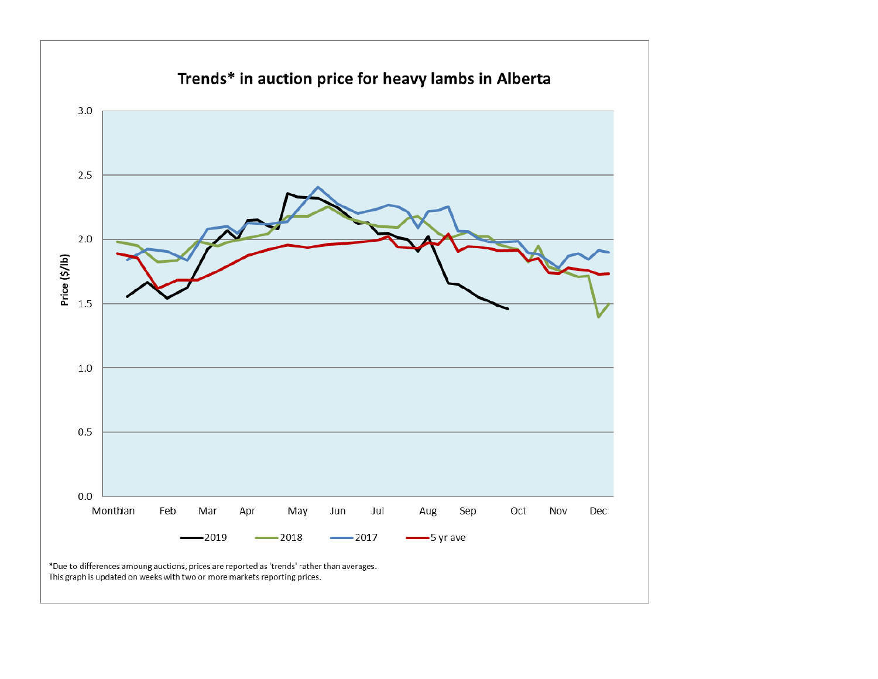## Trends* in auction price for heavy lambs in Alberta

Price ($/lb)

3.0
2.5
2.0
1.5
1.0
0.5
0.0

Month Jan Feb Mar Apr May Jun Jul Aug Sep Oct Nov Dec

2019 2018 2017 5 yr ave

*Due to differences amoung auctions, prices are reported as 'trends' rather than averages.
This graph is updated on weeks with two or more markets reporting prices.